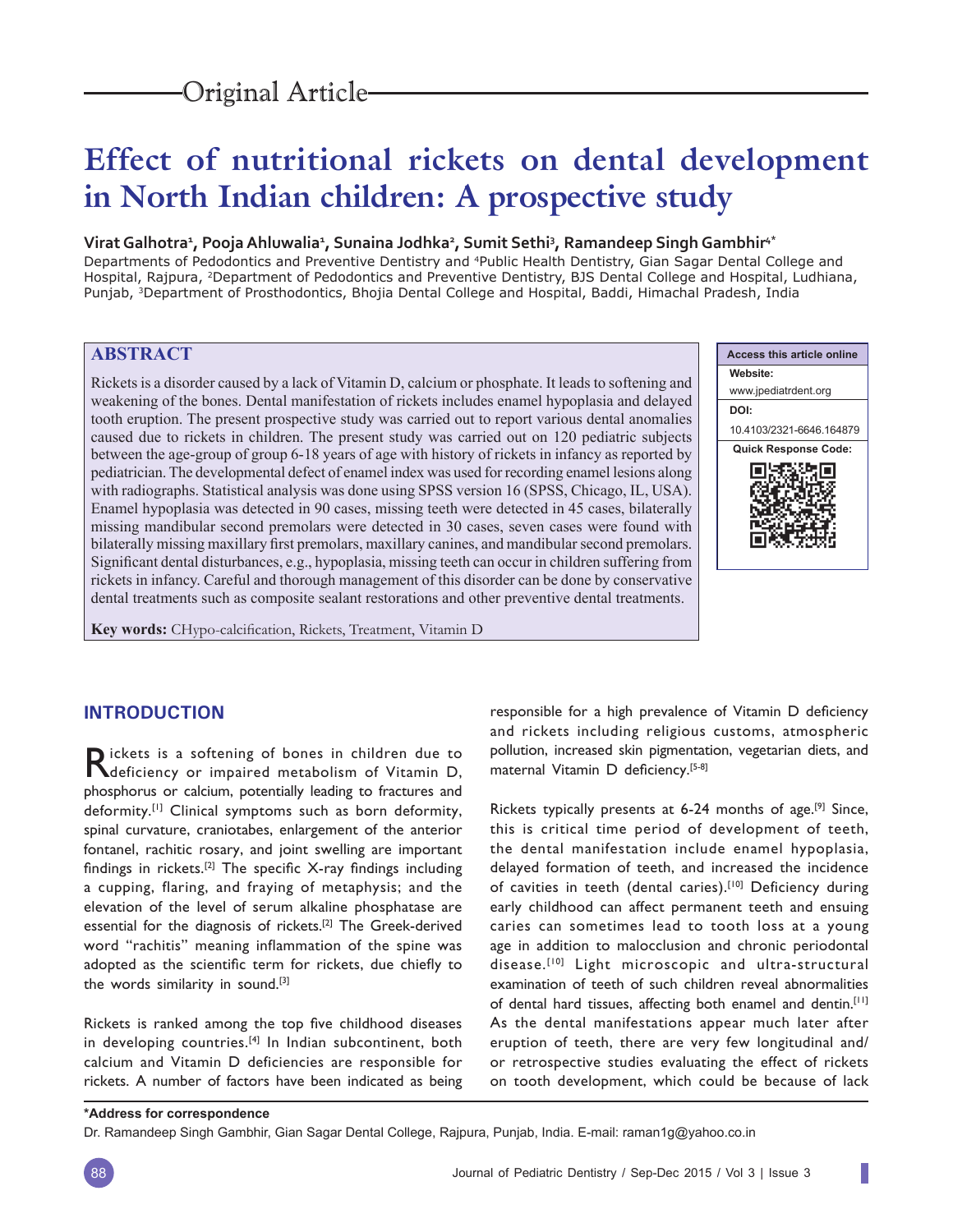Original Article

# Effect of nutritional rickets on dental development in North Indian children: A prospective study

**Virat Galhotra[1], Pooja Ahluwalia[1], Sunaina Jodhka[2], Sumit Sethi[3], Ramandeep Singh Gambhir[4*]**

Departments of Pedodontics and Preventive Dentistry and [4]Public Health Dentistry, Gian Sagar Dental College and Hospital, Rajpura, [2]Department of Pedodontics and Preventive Dentistry, BJS Dental College and Hospital, Ludhiana, Punjab, [3]Department of Prosthodontics, Bhojia Dental College and Hospital, Baddi, Himachal Pradesh, India

## ABSTRACT

Rickets is a disorder caused by a lack of Vitamin D, calcium or phosphate. It leads to softening and weakening of the bones. Dental manifestation of rickets includes enamel hypoplasia and delayed tooth eruption. The present prospective study was carried out to report various dental anomalies caused due to rickets in children. The present study was carried out on 120 pediatric subjects between the age-group of group 6-18 years of age with history of rickets in infancy as reported by pediatrician. The developmental defect of enamel index was used for recording enamel lesions along with radiographs. Statistical analysis was done using SPSS version 16 (SPSS, Chicago, IL, USA). Enamel hypoplasia was detected in 90 cases, missing teeth were detected in 45 cases, bilaterally missing mandibular second premolars were detected in 30 cases, seven cases were found with bilaterally missing maxillary first premolars, maxillary canines, and mandibular second premolars. Significant dental disturbances, e.g., hypoplasia, missing teeth can occur in children suffering from rickets in infancy. Careful and thorough management of this disorder can be done by conservative dental treatments such as composite sealant restorations and other preventive dental treatments.

**Key words:** CHypo-calcification, Rickets, Treatment, Vitamin D

| Access this article online |
|---|
| **Website:** www.jpediatrdent.org |
| **DOI:** 10.4103/2321-6646.164879 |
| **Quick Response Code:** |

## INTRODUCTION

Rickets is a softening of bones in children due to deficiency or impaired metabolism of Vitamin D, phosphorus or calcium, potentially leading to fractures and deformity.[1] Clinical symptoms such as born deformity, spinal curvature, craniotabes, enlargement of the anterior fontanel, rachitic rosary, and joint swelling are important findings in rickets.[2] The specific X-ray findings including a cupping, flaring, and fraying of metaphysis; and the elevation of the level of serum alkaline phosphatase are essential for the diagnosis of rickets.[2] The Greek-derived word "rachitis" meaning inflammation of the spine was adopted as the scientific term for rickets, due chiefly to the words similarity in sound.[3]

Rickets is ranked among the top five childhood diseases in developing countries.[4] In Indian subcontinent, both calcium and Vitamin D deficiencies are responsible for rickets. A number of factors have been indicated as being responsible for a high prevalence of Vitamin D deficiency and rickets including religious customs, atmospheric pollution, increased skin pigmentation, vegetarian diets, and maternal Vitamin D deficiency.[5-8]

Rickets typically presents at 6-24 months of age.[9] Since, this is critical time period of development of teeth, the dental manifestation include enamel hypoplasia, delayed formation of teeth, and increased the incidence of cavities in teeth (dental caries).[10] Deficiency during early childhood can affect permanent teeth and ensuing caries can sometimes lead to tooth loss at a young age in addition to malocclusion and chronic periodontal disease.[10] Light microscopic and ultra-structural examination of teeth of such children reveal abnormalities of dental hard tissues, affecting both enamel and dentin.[11] As the dental manifestations appear much later after eruption of teeth, there are very few longitudinal and/or retrospective studies evaluating the effect of rickets on tooth development, which could be because of lack

***Address for correspondence**

Dr. Ramandeep Singh Gambhir, Gian Sagar Dental College, Rajpura, Punjab, India. E-mail: raman1g@yahoo.co.in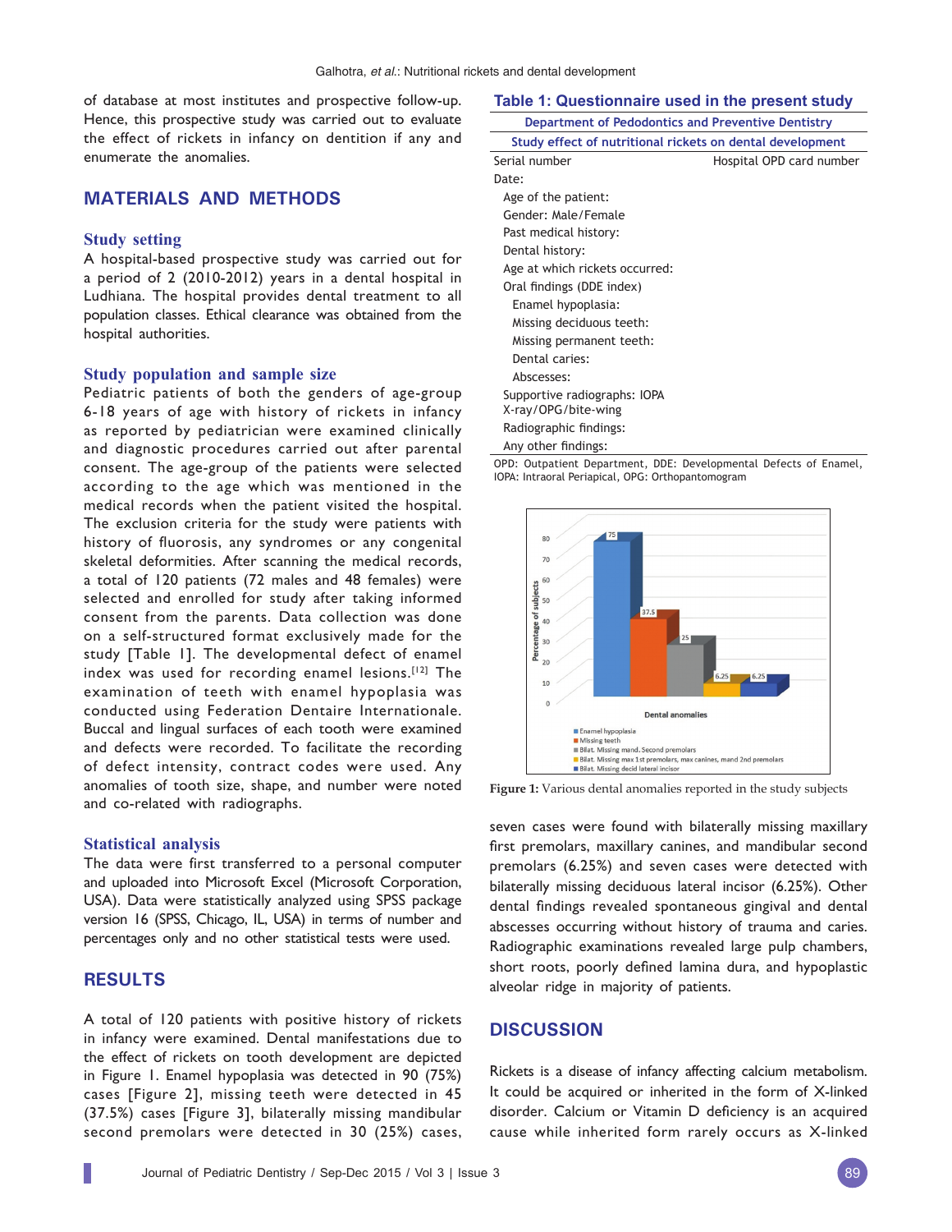of database at most institutes and prospective follow-up. Hence, this prospective study was carried out to evaluate the effect of rickets in infancy on dentition if any and enumerate the anomalies.

## MATERIALS AND METHODS

### Study setting

A hospital-based prospective study was carried out for a period of 2 (2010-2012) years in a dental hospital in Ludhiana. The hospital provides dental treatment to all population classes. Ethical clearance was obtained from the hospital authorities.

### Study population and sample size

Pediatric patients of both the genders of age-group 6-18 years of age with history of rickets in infancy as reported by pediatrician were examined clinically and diagnostic procedures carried out after parental consent. The age-group of the patients were selected according to the age which was mentioned in the medical records when the patient visited the hospital. The exclusion criteria for the study were patients with history of fluorosis, any syndromes or any congenital skeletal deformities. After scanning the medical records, a total of 120 patients (72 males and 48 females) were selected and enrolled for study after taking informed consent from the parents. Data collection was done on a self-structured format exclusively made for the study [Table 1]. The developmental defect of enamel index was used for recording enamel lesions.[12] The examination of teeth with enamel hypoplasia was conducted using Federation Dentaire Internationale. Buccal and lingual surfaces of each tooth were examined and defects were recorded. To facilitate the recording of defect intensity, contract codes were used. Any anomalies of tooth size, shape, and number were noted and co-related with radiographs.

### Statistical analysis

The data were first transferred to a personal computer and uploaded into Microsoft Excel (Microsoft Corporation, USA). Data were statistically analyzed using SPSS package version 16 (SPSS, Chicago, IL, USA) in terms of number and percentages only and no other statistical tests were used.

## RESULTS

A total of 120 patients with positive history of rickets in infancy were examined. Dental manifestations due to the effect of rickets on tooth development are depicted in Figure 1. Enamel hypoplasia was detected in 90 (75%) cases [Figure 2], missing teeth were detected in 45 (37.5%) cases [Figure 3], bilaterally missing mandibular second premolars were detected in 30 (25%) cases, seven cases were found with bilaterally missing maxillary first premolars, maxillary canines, and mandibular second premolars (6.25%) and seven cases were detected with bilaterally missing deciduous lateral incisor (6.25%). Other dental findings revealed spontaneous gingival and dental abscesses occurring without history of trauma and caries. Radiographic examinations revealed large pulp chambers, short roots, poorly defined lamina dura, and hypoplastic alveolar ridge in majority of patients.

**Table 1: Questionnaire used in the present study**

| Department of Pedodontics and Preventive Dentistry | |
|---|---|
| Study effect of nutritional rickets on dental development | |
| Serial number | Hospital OPD card number |
| Date: | |
| Age of the patient: | |
| Gender: Male/Female | |
| Past medical history: | |
| Dental history: | |
| Age at which rickets occurred: | |
| Oral findings (DDE index) | |
| Enamel hypoplasia: | |
| Missing deciduous teeth: | |
| Missing permanent teeth: | |
| Dental caries: | |
| Abscesses: | |
| Supportive radiographs: IOPA X-ray/OPG/bite-wing | |
| Radiographic findings: | |
| Any other findings: | |

OPD: Outpatient Department, DDE: Developmental Defects of Enamel, IOPA: Intraoral Periapical, OPG: Orthopantomogram

Figure 1: Various dental anomalies reported in the study subjects

## DISCUSSION

Rickets is a disease of infancy affecting calcium metabolism. It could be acquired or inherited in the form of X-linked disorder. Calcium or Vitamin D deficiency is an acquired cause while inherited form rarely occurs as X-linked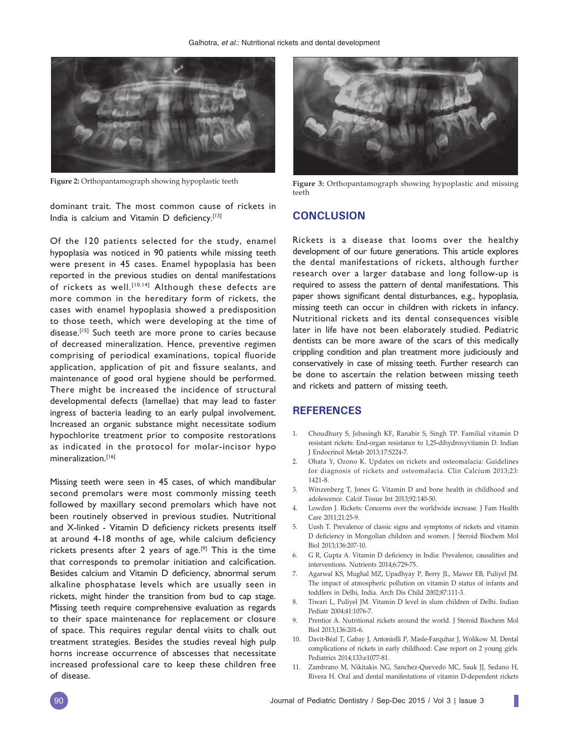Figure 2: Orthopantamograph showing hypoplastic teeth

Figure 3: Orthopantamograph showing hypoplastic and missing teeth

dominant trait. The most common cause of rickets in India is calcium and Vitamin D deficiency.[13]

Of the 120 patients selected for the study, enamel hypoplasia was noticed in 90 patients while missing teeth were present in 45 cases. Enamel hypoplasia has been reported in the previous studies on dental manifestations of rickets as well.[10,14] Although these defects are more common in the hereditary form of rickets, the cases with enamel hypoplasia showed a predisposition to those teeth, which were developing at the time of disease.[15] Such teeth are more prone to caries because of decreased mineralization. Hence, preventive regimen comprising of periodical examinations, topical fluoride application, application of pit and fissure sealants, and maintenance of good oral hygiene should be performed. There might be increased the incidence of structural developmental defects (lamellae) that may lead to faster ingress of bacteria leading to an early pulpal involvement. Increased an organic substance might necessitate sodium hypochlorite treatment prior to composite restorations as indicated in the protocol for molar-incisor hypo mineralization.[16]

Missing teeth were seen in 45 cases, of which mandibular second premolars were most commonly missing teeth followed by maxillary second premolars which have not been routinely observed in previous studies. Nutritional and X-linked - Vitamin D deficiency rickets presents itself at around 4-18 months of age, while calcium deficiency rickets presents after 2 years of age.[9] This is the time that corresponds to premolar initiation and calcification. Besides calcium and Vitamin D deficiency, abnormal serum alkaline phosphatase levels which are usually seen in rickets, might hinder the transition from bud to cap stage. Missing teeth require comprehensive evaluation as regards to their space maintenance for replacement or closure of space. This requires regular dental visits to chalk out treatment strategies. Besides the studies reveal high pulp horns increase occurrence of abscesses that necessitate increased professional care to keep these children free of disease.

## CONCLUSION

Rickets is a disease that looms over the healthy development of our future generations. This article explores the dental manifestations of rickets, although further research over a larger database and long follow-up is required to assess the pattern of dental manifestations. This paper shows significant dental disturbances, e.g., hypoplasia, missing teeth can occur in children with rickets in infancy. Nutritional rickets and its dental consequences visible later in life have not been elaborately studied. Pediatric dentists can be more aware of the scars of this medically crippling condition and plan treatment more judiciously and conservatively in case of missing teeth. Further research can be done to ascertain the relation between missing teeth and rickets and pattern of missing teeth.

## REFERENCES

1. Choudhury S, Jebasingh KF, Ranabir S, Singh TP. Familial vitamin D resistant rickets: End-organ resistance to 1,25-dihydroxyvitamin D. Indian J Endocrinol Metab 2013;17:S224-7.
2. Ohata Y, Ozono K. Updates on rickets and osteomalacia: Guidelines for diagnosis of rickets and osteomalacia. Clin Calcium 2013;23:1421-8.
3. Winzenberg T, Jones G. Vitamin D and bone health in childhood and adolescence. Calcif Tissue Int 2013;92:140-50.
4. Lowdon J. Rickets: Concerns over the worldwide increase. J Fam Health Care 2011;21:25-9.
5. Uush T. Prevalence of classic signs and symptoms of rickets and vitamin D deficiency in Mongolian children and women. J Steroid Biochem Mol Biol 2013;136:207-10.
6. G R, Gupta A. Vitamin D deficiency in India: Prevalence, causalities and interventions. Nutrients 2014;6:729-75.
7. Agarwal KS, Mughal MZ, Upadhyay P, Berry JL, Mawer EB, Puliyel JM. The impact of atmospheric pollution on vitamin D status of infants and toddlers in Delhi, India. Arch Dis Child 2002;87:111-3.
8. Tiwari L, Puliyel JM. Vitamin D level in slum children of Delhi. Indian Pediatr 2004;41:1076-7.
9. Prentice A. Nutritional rickets around the world. J Steroid Biochem Mol Biol 2013;136:201-6.
10. Davit-Béal T, Gabay J, Antoniolli P, Masle-Farquhar J, Wolikow M. Dental complications of rickets in early childhood: Case report on 2 young girls. Pediatrics 2014;133:e1077-81.
11. Zambrano M, Nikitakis NG, Sanchez-Quevedo MC, Sauk JJ, Sedano H, Rivera H. Oral and dental manifestations of vitamin D-dependent rickets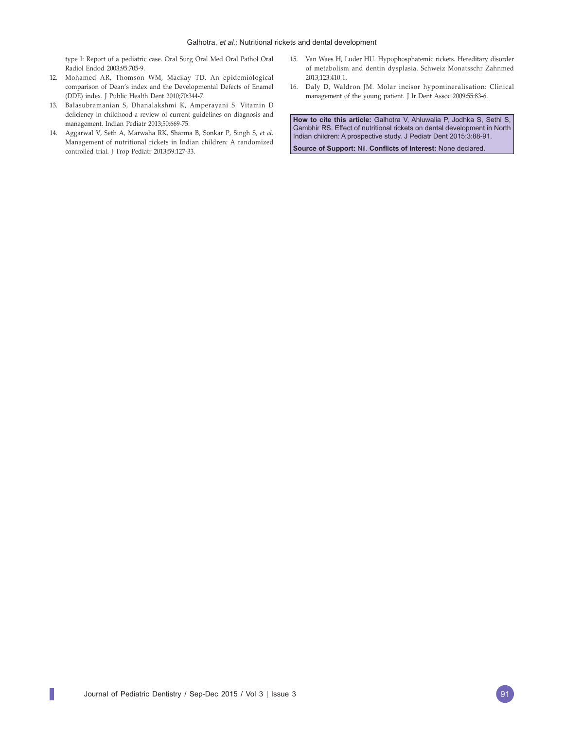type I: Report of a pediatric case. Oral Surg Oral Med Oral Pathol Oral Radiol Endod 2003;95:705-9.

12. Mohamed AR, Thomson WM, Mackay TD. An epidemiological comparison of Dean's index and the Developmental Defects of Enamel (DDE) index. J Public Health Dent 2010;70:344-7.
13. Balasubramanian S, Dhanalakshmi K, Amperayani S. Vitamin D deficiency in childhood-a review of current guidelines on diagnosis and management. Indian Pediatr 2013;50:669-75.
14. Aggarwal V, Seth A, Marwaha RK, Sharma B, Sonkar P, Singh S, *et al*. Management of nutritional rickets in Indian children: A randomized controlled trial. J Trop Pediatr 2013;59:127-33.
15. Van Waes H, Luder HU. Hypophosphatemic rickets. Hereditary disorder of metabolism and dentin dysplasia. Schweiz Monatsschr Zahnmed 2013;123:410-1.
16. Daly D, Waldron JM. Molar incisor hypomineralisation: Clinical management of the young patient. J Ir Dent Assoc 2009;55:83-6.

**How to cite this article:** Galhotra V, Ahluwalia P, Jodhka S, Sethi S, Gambhir RS. Effect of nutritional rickets on dental development in North Indian children: A prospective study. J Pediatr Dent 2015;3:88-91.

**Source of Support:** Nil. **Conflicts of Interest:** None declared.